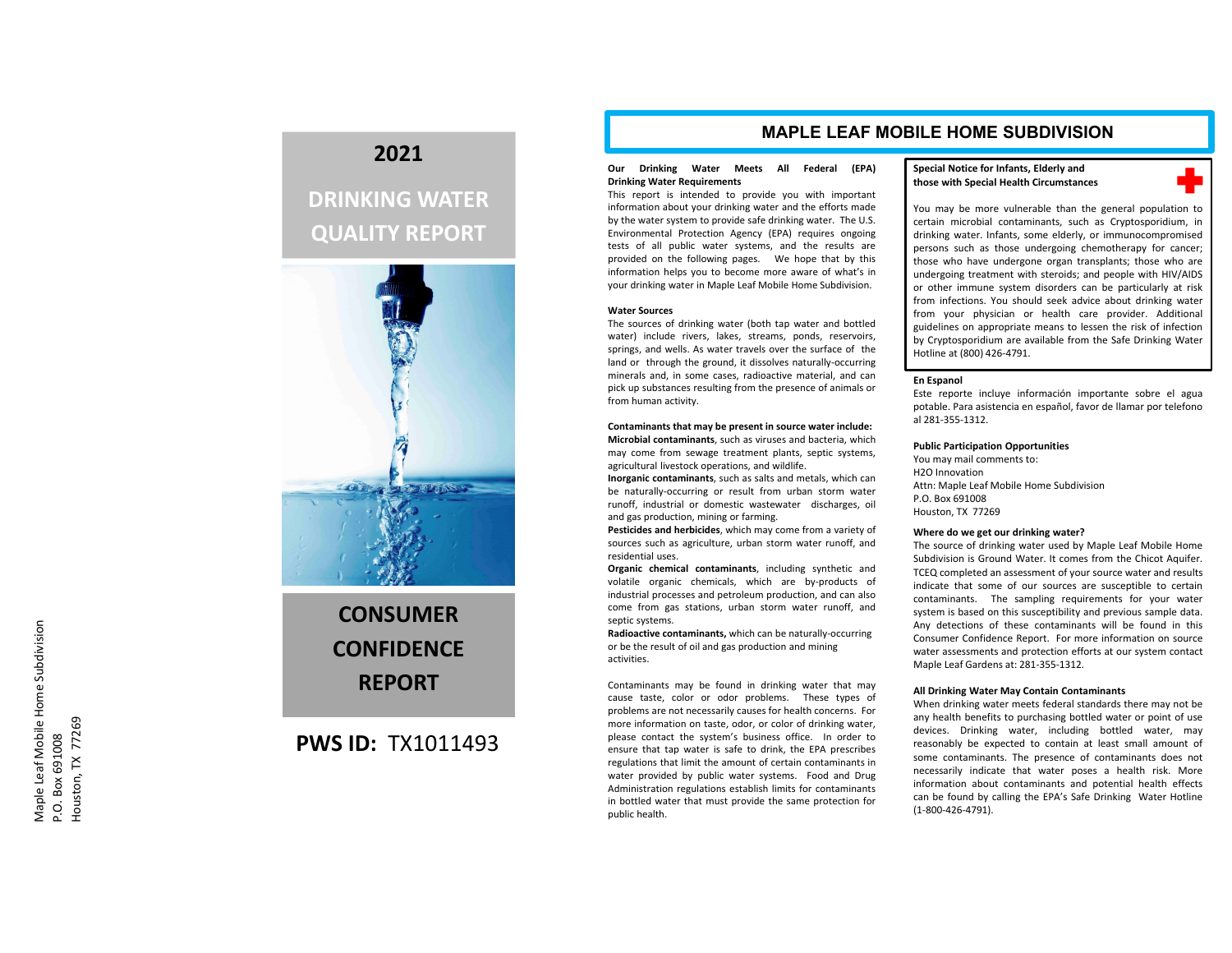Maple Leaf Mobile Home Subdivision
P.O. Box 691008
Houston, TX 77269

# 2021

# DRINKING WATER QUALITY REPORT

# CONSUMER CONFIDENCE REPORT

**PWS ID:** TX1011493

## MAPLE LEAF MOBILE HOME SUBDIVISION

**Our Drinking Water Meets All Federal (EPA) Drinking Water Requirements**

This report is intended to provide you with important information about your drinking water and the efforts made by the water system to provide safe drinking water. The U.S. Environmental Protection Agency (EPA) requires ongoing tests of all public water systems, and the results are provided on the following pages. We hope that by this information helps you to become more aware of what's in your drinking water in Maple Leaf Mobile Home Subdivision.

**Water Sources**

The sources of drinking water (both tap water and bottled water) include rivers, lakes, streams, ponds, reservoirs, springs, and wells. As water travels over the surface of the land or through the ground, it dissolves naturally-occurring minerals and, in some cases, radioactive material, and can pick up substances resulting from the presence of animals or from human activity.

**Contaminants that may be present in source water include:**

**Microbial contaminants**, such as viruses and bacteria, which may come from sewage treatment plants, septic systems, agricultural livestock operations, and wildlife.

**Inorganic contaminants**, such as salts and metals, which can be naturally-occurring or result from urban storm water runoff, industrial or domestic wastewater discharges, oil and gas production, mining or farming.

**Pesticides and herbicides**, which may come from a variety of sources such as agriculture, urban storm water runoff, and residential uses.

**Organic chemical contaminants**, including synthetic and volatile organic chemicals, which are by-products of industrial processes and petroleum production, and can also come from gas stations, urban storm water runoff, and septic systems.

**Radioactive contaminants,** which can be naturally-occurring or be the result of oil and gas production and mining activities.

Contaminants may be found in drinking water that may cause taste, color or odor problems. These types of problems are not necessarily causes for health concerns. For more information on taste, odor, or color of drinking water, please contact the system's business office. In order to ensure that tap water is safe to drink, the EPA prescribes regulations that limit the amount of certain contaminants in water provided by public water systems. Food and Drug Administration regulations establish limits for contaminants in bottled water that must provide the same protection for public health.

**Special Notice for Infants, Elderly and those with Special Health Circumstances**

You may be more vulnerable than the general population to certain microbial contaminants, such as Cryptosporidium, in drinking water. Infants, some elderly, or immunocompromised persons such as those undergoing chemotherapy for cancer; those who have undergone organ transplants; those who are undergoing treatment with steroids; and people with HIV/AIDS or other immune system disorders can be particularly at risk from infections. You should seek advice about drinking water from your physician or health care provider. Additional guidelines on appropriate means to lessen the risk of infection by Cryptosporidium are available from the Safe Drinking Water Hotline at (800) 426-4791.

**En Espanol**

Este reporte incluye información importante sobre el agua potable. Para asistencia en español, favor de llamar por telefono al 281-355-1312.

**Public Participation Opportunities**

You may mail comments to:
H2O Innovation
Attn: Maple Leaf Mobile Home Subdivision
P.O. Box 691008
Houston, TX 77269

**Where do we get our drinking water?**

The source of drinking water used by Maple Leaf Mobile Home Subdivision is Ground Water. It comes from the Chicot Aquifer. TCEQ completed an assessment of your source water and results indicate that some of our sources are susceptible to certain contaminants. The sampling requirements for your water system is based on this susceptibility and previous sample data. Any detections of these contaminants will be found in this Consumer Confidence Report. For more information on source water assessments and protection efforts at our system contact Maple Leaf Gardens at: 281-355-1312.

**All Drinking Water May Contain Contaminants**

When drinking water meets federal standards there may not be any health benefits to purchasing bottled water or point of use devices. Drinking water, including bottled water, may reasonably be expected to contain at least small amount of some contaminants. The presence of contaminants does not necessarily indicate that water poses a health risk. More information about contaminants and potential health effects can be found by calling the EPA's Safe Drinking Water Hotline (1-800-426-4791).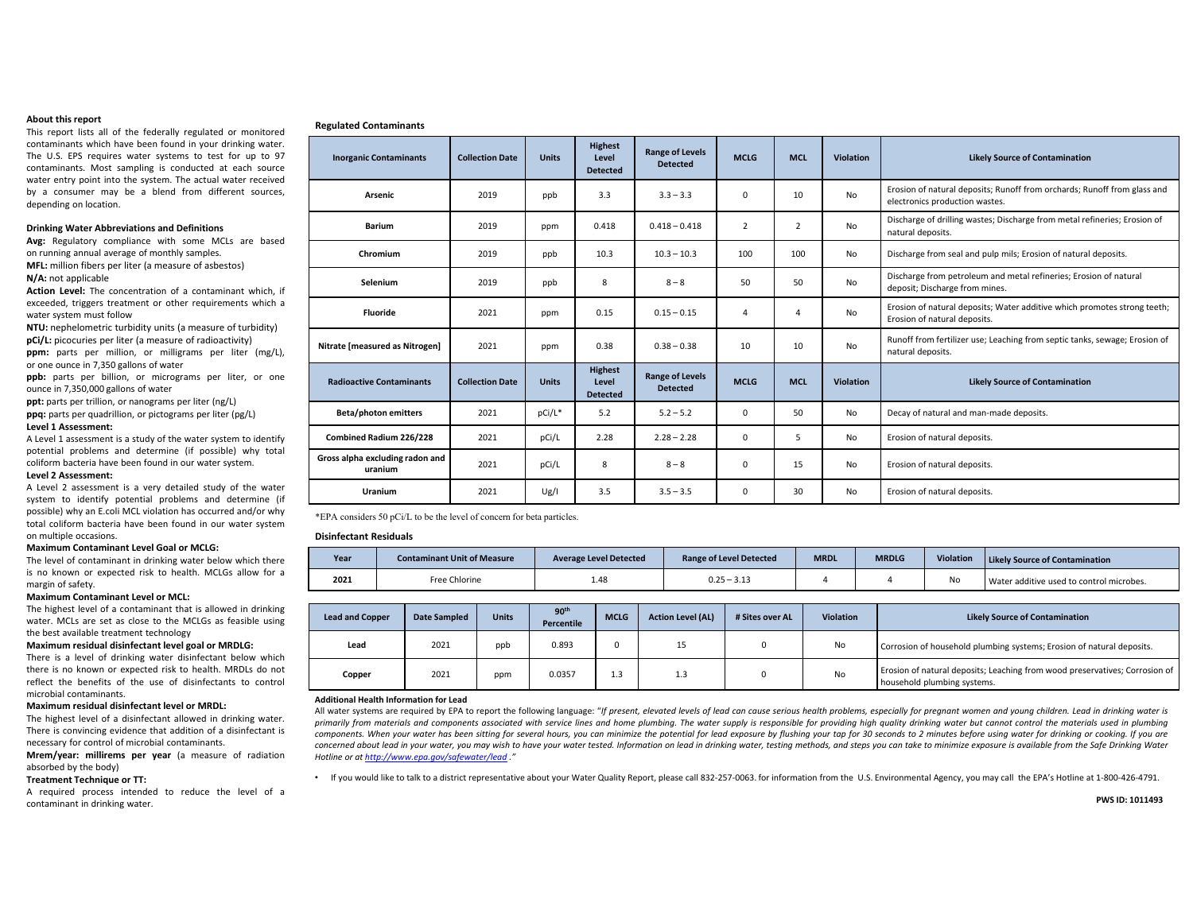## About this report

This report lists all of the federally regulated or monitored contaminants which have been found in your drinking water. The U.S. EPS requires water systems to test for up to 97 contaminants. Most sampling is conducted at each source water entry point into the system. The actual water received by a consumer may be a blend from different sources, depending on location.

## Drinking Water Abbreviations and Definitions

**Avg:** Regulatory compliance with some MCLs are based on running annual average of monthly samples.

**MFL:** million fibers per liter (a measure of asbestos)

**N/A:** not applicable

**Action Level:** The concentration of a contaminant which, if exceeded, triggers treatment or other requirements which a water system must follow

**NTU:** nephelometric turbidity units (a measure of turbidity)

**pCi/L:** picocuries per liter (a measure of radioactivity)

**ppm:** parts per million, or milligrams per liter (mg/L), or one ounce in 7,350 gallons of water

**ppb:** parts per billion, or micrograms per liter, or one ounce in 7,350,000 gallons of water

**ppt:** parts per trillion, or nanograms per liter (ng/L)

**ppq:** parts per quadrillion, or pictograms per liter (pg/L)

**Level 1 Assessment:**

A Level 1 assessment is a study of the water system to identify potential problems and determine (if possible) why total coliform bacteria have been found in our water system.

**Level 2 Assessment:**

A Level 2 assessment is a very detailed study of the water system to identify potential problems and determine (if possible) why an E.coli MCL violation has occurred and/or why total coliform bacteria have been found in our water system on multiple occasions.

**Maximum Contaminant Level Goal or MCLG:**

The level of contaminant in drinking water below which there is no known or expected risk to health. MCLGs allow for a margin of safety.

**Maximum Contaminant Level or MCL:**

The highest level of a contaminant that is allowed in drinking water. MCLs are set as close to the MCLGs as feasible using the best available treatment technology

**Maximum residual disinfectant level goal or MRDLG:**

There is a level of drinking water disinfectant below which there is no known or expected risk to health. MRDLs do not reflect the benefits of the use of disinfectants to control microbial contaminants.

**Maximum residual disinfectant level or MRDL:**

The highest level of a disinfectant allowed in drinking water. There is convincing evidence that addition of a disinfectant is necessary for control of microbial contaminants.

**Mrem/year: millirems per year** (a measure of radiation absorbed by the body)

**Treatment Technique or TT:**

A required process intended to reduce the level of a contaminant in drinking water.

## Regulated Contaminants

| Inorganic Contaminants | Collection Date | Units | Highest Level Detected | Range of Levels Detected | MCLG | MCL | Violation | Likely Source of Contamination |
|---|---|---|---|---|---|---|---|---|
| Arsenic | 2019 | ppb | 3.3 | 3.3 – 3.3 | 0 | 10 | No | Erosion of natural deposits; Runoff from orchards; Runoff from glass and electronics production wastes. |
| Barium | 2019 | ppm | 0.418 | 0.418 – 0.418 | 2 | 2 | No | Discharge of drilling wastes; Discharge from metal refineries; Erosion of natural deposits. |
| Chromium | 2019 | ppb | 10.3 | 10.3 – 10.3 | 100 | 100 | No | Discharge from seal and pulp mils; Erosion of natural deposits. |
| Selenium | 2019 | ppb | 8 | 8 – 8 | 50 | 50 | No | Discharge from petroleum and metal refineries; Erosion of natural deposit; Discharge from mines. |
| Fluoride | 2021 | ppm | 0.15 | 0.15 – 0.15 | 4 | 4 | No | Erosion of natural deposits; Water additive which promotes strong teeth; Erosion of natural deposits. |
| Nitrate [measured as Nitrogen] | 2021 | ppm | 0.38 | 0.38 – 0.38 | 10 | 10 | No | Runoff from fertilizer use; Leaching from septic tanks, sewage; Erosion of natural deposits. |
| **Radioactive Contaminants** | **Collection Date** | **Units** | **Highest Level Detected** | **Range of Levels Detected** | **MCLG** | **MCL** | **Violation** | **Likely Source of Contamination** |
| Beta/photon emitters | 2021 | pCi/L* | 5.2 | 5.2 – 5.2 | 0 | 50 | No | Decay of natural and man-made deposits. |
| Combined Radium 226/228 | 2021 | pCi/L | 2.28 | 2.28 – 2.28 | 0 | 5 | No | Erosion of natural deposits. |
| Gross alpha excluding radon and uranium | 2021 | pCi/L | 8 | 8 – 8 | 0 | 15 | No | Erosion of natural deposits. |
| Uranium | 2021 | Ug/l | 3.5 | 3.5 – 3.5 | 0 | 30 | No | Erosion of natural deposits. |

*EPA considers 50 pCi/L to be the level of concern for beta particles.

## Disinfectant Residuals

| Year | Contaminant Unit of Measure | Average Level Detected | Range of Level Detected | MRDL | MRDLG | Violation | Likely Source of Contamination |
|---|---|---|---|---|---|---|---|
| 2021 | Free Chlorine | 1.48 | 0.25 – 3.13 | 4 | 4 | No | Water additive used to control microbes. |

| Lead and Copper | Date Sampled | Units | 90th Percentile | MCLG | Action Level (AL) | # Sites over AL | Violation | Likely Source of Contamination |
|---|---|---|---|---|---|---|---|---|
| Lead | 2021 | ppb | 0.893 | 0 | 15 | 0 | No | Corrosion of household plumbing systems; Erosion of natural deposits. |
| Copper | 2021 | ppm | 0.0357 | 1.3 | 1.3 | 0 | No | Erosion of natural deposits; Leaching from wood preservatives; Corrosion of household plumbing systems. |

**Additional Health Information for Lead**

All water systems are required by EPA to report the following language: "*If present, elevated levels of lead can cause serious health problems, especially for pregnant women and young children. Lead in drinking water is primarily from materials and components associated with service lines and home plumbing. The water supply is responsible for providing high quality drinking water but cannot control the materials used in plumbing components. When your water has been sitting for several hours, you can minimize the potential for lead exposure by flushing your tap for 30 seconds to 2 minutes before using water for drinking or cooking. If you are concerned about lead in your water, you may wish to have your water tested. Information on lead in drinking water, testing methods, and steps you can take to minimize exposure is available from the Safe Drinking Water Hotline or at http://www.epa.gov/safewater/lead .*"

- If you would like to talk to a district representative about your Water Quality Report, please call 832-257-0063. for information from the U.S. Environmental Agency, you may call the EPA's Hotline at 1-800-426-4791.

**PWS ID: 1011493**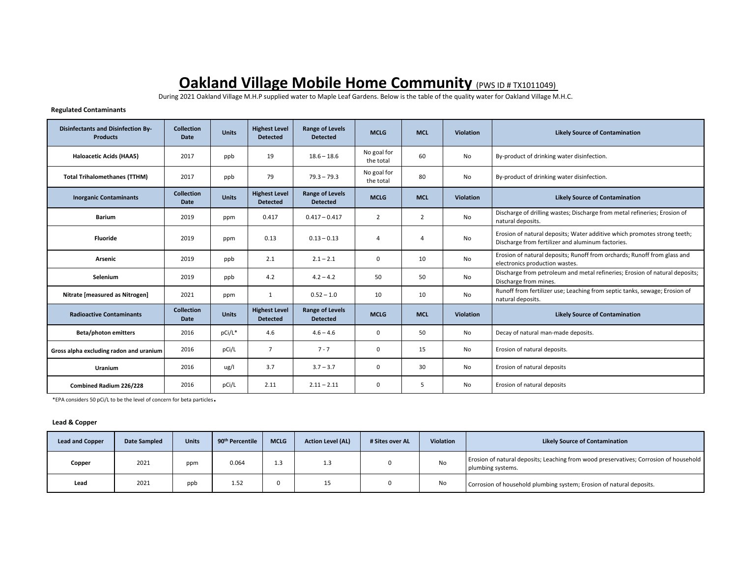# Oakland Village Mobile Home Community (PWS ID # TX1011049)

During 2021 Oakland Village M.H.P supplied water to Maple Leaf Gardens. Below is the table of the quality water for Oakland Village M.H.C.

**Regulated Contaminants**

| Disinfectants and Disinfection By-Products | Collection Date | Units | Highest Level Detected | Range of Levels Detected | MCLG | MCL | Violation | Likely Source of Contamination |
|---|---|---|---|---|---|---|---|---|
| Haloacetic Acids (HAA5) | 2017 | ppb | 19 | 18.6 – 18.6 | No goal for the total | 60 | No | By-product of drinking water disinfection. |
| Total Trihalomethanes (TTHM) | 2017 | ppb | 79 | 79.3 – 79.3 | No goal for the total | 80 | No | By-product of drinking water disinfection. |
| **Inorganic Contaminants** | **Collection Date** | **Units** | **Highest Level Detected** | **Range of Levels Detected** | **MCLG** | **MCL** | **Violation** | **Likely Source of Contamination** |
| Barium | 2019 | ppm | 0.417 | 0.417 – 0.417 | 2 | 2 | No | Discharge of drilling wastes; Discharge from metal refineries; Erosion of natural deposits. |
| Fluoride | 2019 | ppm | 0.13 | 0.13 – 0.13 | 4 | 4 | No | Erosion of natural deposits; Water additive which promotes strong teeth; Discharge from fertilizer and aluminum factories. |
| Arsenic | 2019 | ppb | 2.1 | 2.1 – 2.1 | 0 | 10 | No | Erosion of natural deposits; Runoff from orchards; Runoff from glass and electronics production wastes. |
| Selenium | 2019 | ppb | 4.2 | 4.2 – 4.2 | 50 | 50 | No | Discharge from petroleum and metal refineries; Erosion of natural deposits; Discharge from mines. |
| Nitrate [measured as Nitrogen] | 2021 | ppm | 1 | 0.52 – 1.0 | 10 | 10 | No | Runoff from fertilizer use; Leaching from septic tanks, sewage; Erosion of natural deposits. |
| **Radioactive Contaminants** | **Collection Date** | **Units** | **Highest Level Detected** | **Range of Levels Detected** | **MCLG** | **MCL** | **Violation** | **Likely Source of Contamination** |
| Beta/photon emitters | 2016 | pCi/L* | 4.6 | 4.6 – 4.6 | 0 | 50 | No | Decay of natural man-made deposits. |
| Gross alpha excluding radon and uranium | 2016 | pCi/L | 7 | 7 - 7 | 0 | 15 | No | Erosion of natural deposits. |
| Uranium | 2016 | ug/l | 3.7 | 3.7 – 3.7 | 0 | 30 | No | Erosion of natural deposits |
| Combined Radium 226/228 | 2016 | pCi/L | 2.11 | 2.11 – 2.11 | 0 | 5 | No | Erosion of natural deposits |

*EPA considers 50 pCi/L to be the level of concern for beta particles.

**Lead & Copper**

| Lead and Copper | Date Sampled | Units | 90th Percentile | MCLG | Action Level (AL) | # Sites over AL | Violation | Likely Source of Contamination |
|---|---|---|---|---|---|---|---|---|
| Copper | 2021 | ppm | 0.064 | 1.3 | 1.3 | 0 | No | Erosion of natural deposits; Leaching from wood preservatives; Corrosion of household plumbing systems. |
| Lead | 2021 | ppb | 1.52 | 0 | 15 | 0 | No | Corrosion of household plumbing system; Erosion of natural deposits. |